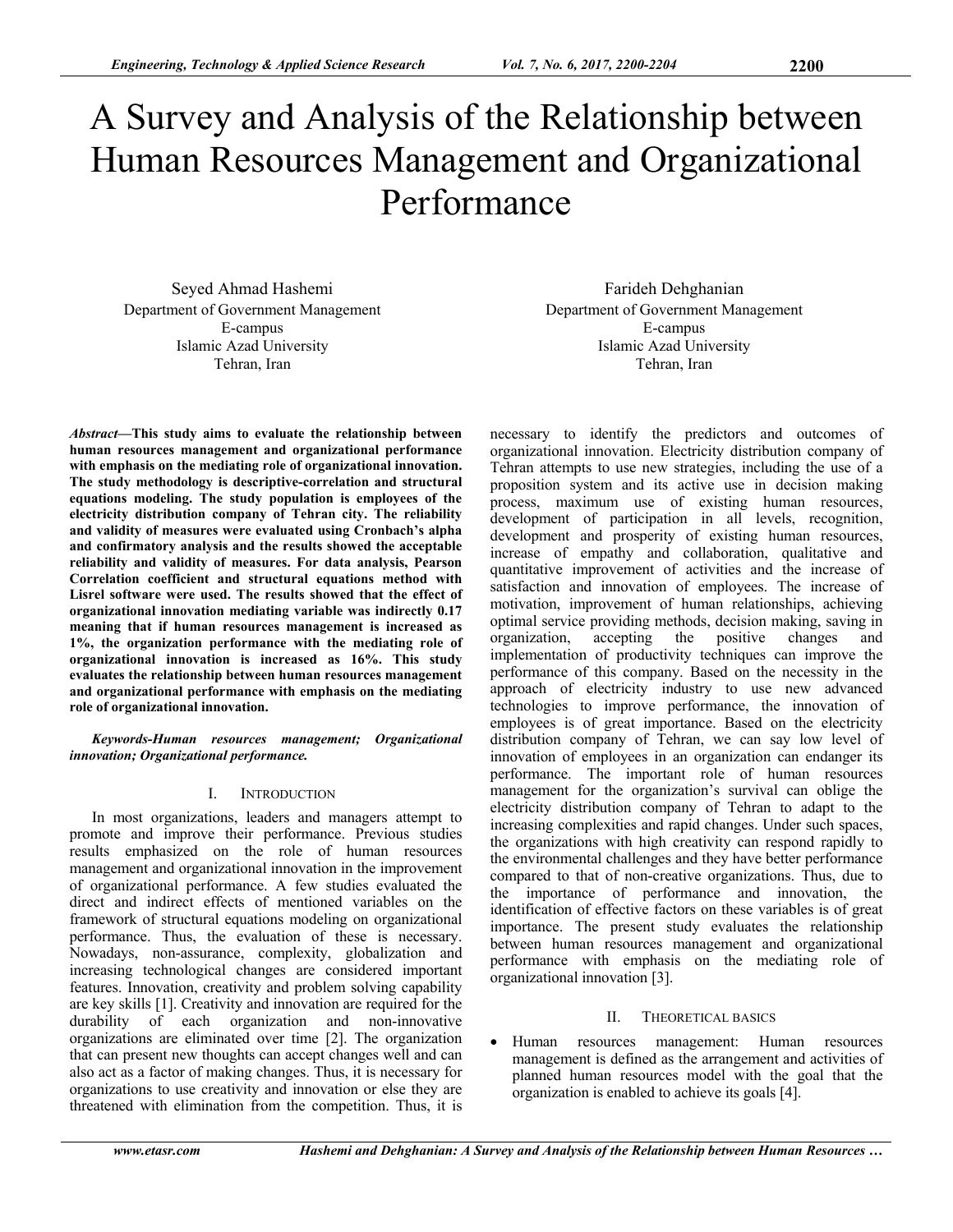# A Survey and Analysis of the Relationship between Human Resources Management and Organizational Performance

Seyed Ahmad Hashemi
Department of Government Management
E-campus
Islamic Azad University
Tehran, Iran

Farideh Dehghanian
Department of Government Management
E-campus
Islamic Azad University
Tehran, Iran

***Abstract*—This study aims to evaluate the relationship between human resources management and organizational performance with emphasis on the mediating role of organizational innovation. The study methodology is descriptive-correlation and structural equations modeling. The study population is employees of the electricity distribution company of Tehran city. The reliability and validity of measures were evaluated using Cronbach's alpha and confirmatory analysis and the results showed the acceptable reliability and validity of measures. For data analysis, Pearson Correlation coefficient and structural equations method with Lisrel software were used. The results showed that the effect of organizational innovation mediating variable was indirectly 0.17 meaning that if human resources management is increased as 1%, the organization performance with the mediating role of organizational innovation is increased as 16%. This study evaluates the relationship between human resources management and organizational performance with emphasis on the mediating role of organizational innovation.**

***Keywords-Human resources management; Organizational innovation; Organizational performance.***

## I. Introduction

In most organizations, leaders and managers attempt to promote and improve their performance. Previous studies results emphasized on the role of human resources management and organizational innovation in the improvement of organizational performance. A few studies evaluated the direct and indirect effects of mentioned variables on the framework of structural equations modeling on organizational performance. Thus, the evaluation of these is necessary. Nowadays, non-assurance, complexity, globalization and increasing technological changes are considered important features. Innovation, creativity and problem solving capability are key skills [1]. Creativity and innovation are required for the durability of each organization and non-innovative organizations are eliminated over time [2]. The organization that can present new thoughts can accept changes well and can also act as a factor of making changes. Thus, it is necessary for organizations to use creativity and innovation or else they are threatened with elimination from the competition. Thus, it is necessary to identify the predictors and outcomes of organizational innovation. Electricity distribution company of Tehran attempts to use new strategies, including the use of a proposition system and its active use in decision making process, maximum use of existing human resources, development of participation in all levels, recognition, development and prosperity of existing human resources, increase of empathy and collaboration, qualitative and quantitative improvement of activities and the increase of satisfaction and innovation of employees. The increase of motivation, improvement of human relationships, achieving optimal service providing methods, decision making, saving in organization, accepting the positive changes and implementation of productivity techniques can improve the performance of this company. Based on the necessity in the approach of electricity industry to use new advanced technologies to improve performance, the innovation of employees is of great importance. Based on the electricity distribution company of Tehran, we can say low level of innovation of employees in an organization can endanger its performance. The important role of human resources management for the organization's survival can oblige the electricity distribution company of Tehran to adapt to the increasing complexities and rapid changes. Under such spaces, the organizations with high creativity can respond rapidly to the environmental challenges and they have better performance compared to that of non-creative organizations. Thus, due to the importance of performance and innovation, the identification of effective factors on these variables is of great importance. The present study evaluates the relationship between human resources management and organizational performance with emphasis on the mediating role of organizational innovation [3].

## II. Theoretical Basics

- Human resources management: Human resources management is defined as the arrangement and activities of planned human resources model with the goal that the organization is enabled to achieve its goals [4].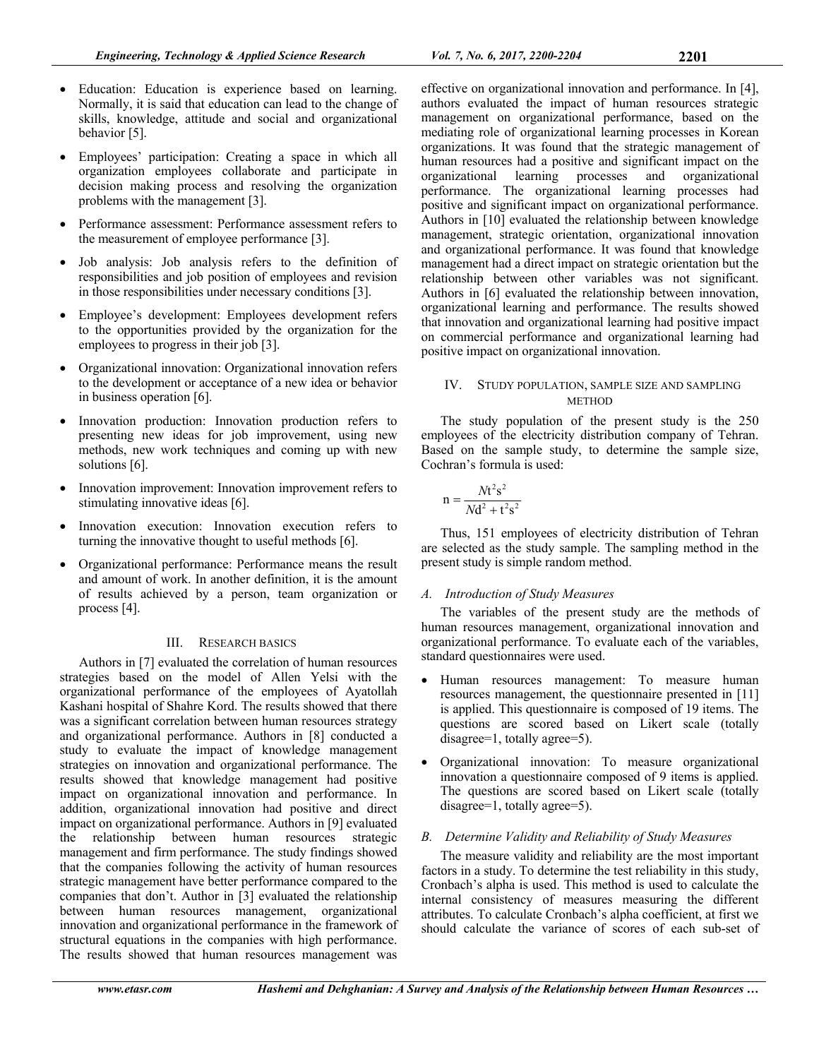- Education: Education is experience based on learning. Normally, it is said that education can lead to the change of skills, knowledge, attitude and social and organizational behavior [5].
- Employees' participation: Creating a space in which all organization employees collaborate and participate in decision making process and resolving the organization problems with the management [3].
- Performance assessment: Performance assessment refers to the measurement of employee performance [3].
- Job analysis: Job analysis refers to the definition of responsibilities and job position of employees and revision in those responsibilities under necessary conditions [3].
- Employee's development: Employees development refers to the opportunities provided by the organization for the employees to progress in their job [3].
- Organizational innovation: Organizational innovation refers to the development or acceptance of a new idea or behavior in business operation [6].
- Innovation production: Innovation production refers to presenting new ideas for job improvement, using new methods, new work techniques and coming up with new solutions [6].
- Innovation improvement: Innovation improvement refers to stimulating innovative ideas [6].
- Innovation execution: Innovation execution refers to turning the innovative thought to useful methods [6].
- Organizational performance: Performance means the result and amount of work. In another definition, it is the amount of results achieved by a person, team organization or process [4].

## III. RESEARCH BASICS

Authors in [7] evaluated the correlation of human resources strategies based on the model of Allen Yelsi with the organizational performance of the employees of Ayatollah Kashani hospital of Shahre Kord. The results showed that there was a significant correlation between human resources strategy and organizational performance. Authors in [8] conducted a study to evaluate the impact of knowledge management strategies on innovation and organizational performance. The results showed that knowledge management had positive impact on organizational innovation and performance. In addition, organizational innovation had positive and direct impact on organizational performance. Authors in [9] evaluated the relationship between human resources strategic management and firm performance. The study findings showed that the companies following the activity of human resources strategic management have better performance compared to the companies that don't. Author in [3] evaluated the relationship between human resources management, organizational innovation and organizational performance in the framework of structural equations in the companies with high performance. The results showed that human resources management was effective on organizational innovation and performance. In [4], authors evaluated the impact of human resources strategic management on organizational performance, based on the mediating role of organizational learning processes in Korean organizations. It was found that the strategic management of human resources had a positive and significant impact on the organizational learning processes and organizational performance. The organizational learning processes had positive and significant impact on organizational performance. Authors in [10] evaluated the relationship between knowledge management, strategic orientation, organizational innovation and organizational performance. It was found that knowledge management had a direct impact on strategic orientation but the relationship between other variables was not significant. Authors in [6] evaluated the relationship between innovation, organizational learning and performance. The results showed that innovation and organizational learning had positive impact on commercial performance and organizational learning had positive impact on organizational innovation.

## IV. STUDY POPULATION, SAMPLE SIZE AND SAMPLING METHOD

The study population of the present study is the 250 employees of the electricity distribution company of Tehran. Based on the sample study, to determine the sample size, Cochran's formula is used:

$$n = \frac{Nt^2s^2}{Nd^2 + t^2s^2}$$

Thus, 151 employees of electricity distribution of Tehran are selected as the study sample. The sampling method in the present study is simple random method.

### A. Introduction of Study Measures

The variables of the present study are the methods of human resources management, organizational innovation and organizational performance. To evaluate each of the variables, standard questionnaires were used.

- Human resources management: To measure human resources management, the questionnaire presented in [11] is applied. This questionnaire is composed of 19 items. The questions are scored based on Likert scale (totally disagree=1, totally agree=5).
- Organizational innovation: To measure organizational innovation a questionnaire composed of 9 items is applied. The questions are scored based on Likert scale (totally disagree=1, totally agree=5).

### B. Determine Validity and Reliability of Study Measures

The measure validity and reliability are the most important factors in a study. To determine the test reliability in this study, Cronbach's alpha is used. This method is used to calculate the internal consistency of measures measuring the different attributes. To calculate Cronbach's alpha coefficient, at first we should calculate the variance of scores of each sub-set of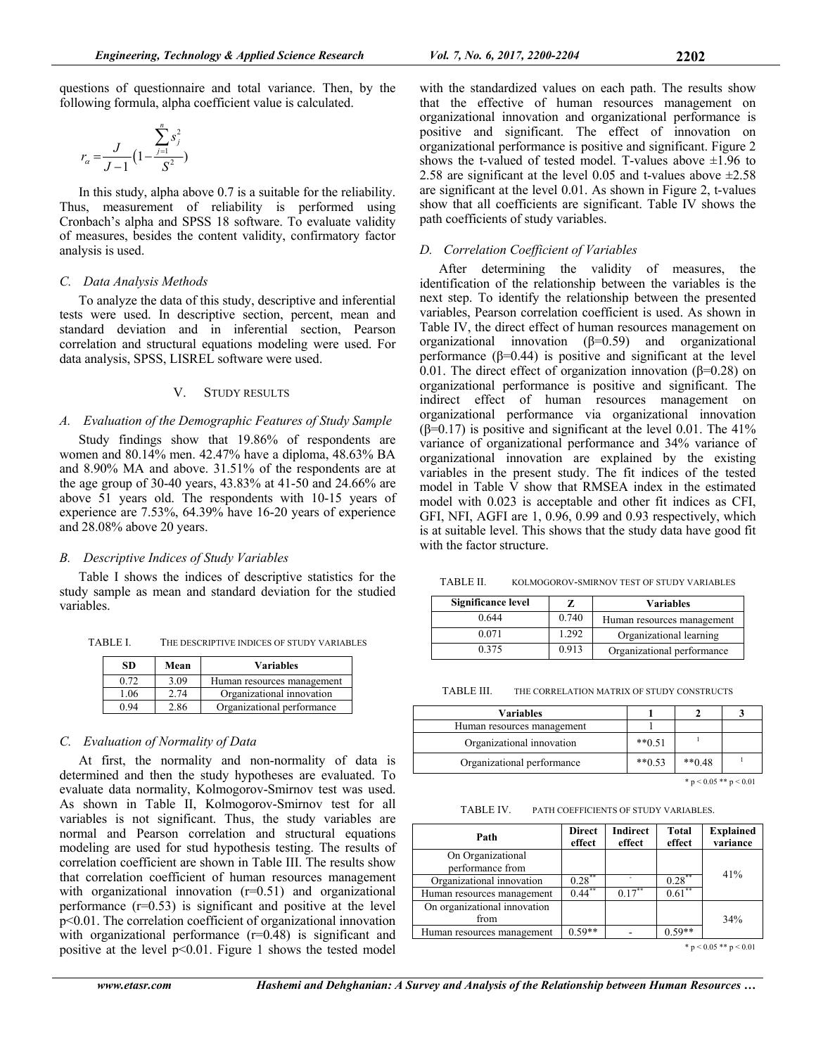questions of questionnaire and total variance. Then, by the following formula, alpha coefficient value is calculated.

$$r_{\alpha} = \frac{J}{J-1}\left(1 - \frac{\sum_{j=1}^{n} s_j^2}{S^2}\right)$$

In this study, alpha above 0.7 is a suitable for the reliability. Thus, measurement of reliability is performed using Cronbach's alpha and SPSS 18 software. To evaluate validity of measures, besides the content validity, confirmatory factor analysis is used.

### *C. Data Analysis Methods*

To analyze the data of this study, descriptive and inferential tests were used. In descriptive section, percent, mean and standard deviation and in inferential section, Pearson correlation and structural equations modeling were used. For data analysis, SPSS, LISREL software were used.

## V. STUDY RESULTS

### *A. Evaluation of the Demographic Features of Study Sample*

Study findings show that 19.86% of respondents are women and 80.14% men. 42.47% have a diploma, 48.63% BA and 8.90% MA and above. 31.51% of the respondents are at the age group of 30-40 years, 43.83% at 41-50 and 24.66% are above 51 years old. The respondents with 10-15 years of experience are 7.53%, 64.39% have 16-20 years of experience and 28.08% above 20 years.

### *B. Descriptive Indices of Study Variables*

Table I shows the indices of descriptive statistics for the study sample as mean and standard deviation for the studied variables.

TABLE I. THE DESCRIPTIVE INDICES OF STUDY VARIABLES

| SD | Mean | Variables |
|---|---|---|
| 0.72 | 3.09 | Human resources management |
| 1.06 | 2.74 | Organizational innovation |
| 0.94 | 2.86 | Organizational performance |

### *C. Evaluation of Normality of Data*

At first, the normality and non-normality of data is determined and then the study hypotheses are evaluated. To evaluate data normality, Kolmogorov-Smirnov test was used. As shown in Table II, Kolmogorov-Smirnov test for all variables is not significant. Thus, the study variables are normal and Pearson correlation and structural equations modeling are used for stud hypothesis testing. The results of correlation coefficient are shown in Table III. The results show that correlation coefficient of human resources management with organizational innovation (r=0.51) and organizational performance (r=0.53) is significant and positive at the level p<0.01. The correlation coefficient of organizational innovation with organizational performance (r=0.48) is significant and positive at the level p<0.01. Figure 1 shows the tested model with the standardized values on each path. The results show that the effective of human resources management on organizational innovation and organizational performance is positive and significant. The effect of innovation on organizational performance is positive and significant. Figure 2 shows the t-valued of tested model. T-values above ±1.96 to 2.58 are significant at the level 0.05 and t-values above ±2.58 are significant at the level 0.01. As shown in Figure 2, t-values show that all coefficients are significant. Table IV shows the path coefficients of study variables.

### *D. Correlation Coefficient of Variables*

After determining the validity of measures, the identification of the relationship between the variables is the next step. To identify the relationship between the presented variables, Pearson correlation coefficient is used. As shown in Table IV, the direct effect of human resources management on organizational innovation (β=0.59) and organizational performance (β=0.44) is positive and significant at the level 0.01. The direct effect of organization innovation (β=0.28) on organizational performance is positive and significant. The indirect effect of human resources management on organizational performance via organizational innovation (β=0.17) is positive and significant at the level 0.01. The 41% variance of organizational performance and 34% variance of organizational innovation are explained by the existing variables in the present study. The fit indices of the tested model in Table V show that RMSEA index in the estimated model with 0.023 is acceptable and other fit indices as CFI, GFI, NFI, AGFI are 1, 0.96, 0.99 and 0.93 respectively, which is at suitable level. This shows that the study data have good fit with the factor structure.

TABLE II. KOLMOGOROV-SMIRNOV TEST OF STUDY VARIABLES

| Significance level | Z | Variables |
|---|---|---|
| 0.644 | 0.740 | Human resources management |
| 0.071 | 1.292 | Organizational learning |
| 0.375 | 0.913 | Organizational performance |

TABLE III. THE CORRELATION MATRIX OF STUDY CONSTRUCTS

| Variables | 1 | 2 | 3 |
|---|---|---|---|
| Human resources management | 1 | | |
| Organizational innovation | **0.51 | 1 | |
| Organizational performance | **0.53 | **0.48 | 1 |

* p < 0.05 ** p < 0.01

TABLE IV. PATH COEFFICIENTS OF STUDY VARIABLES.

| Path | Direct effect | Indirect effect | Total effect | Explained variance |
|---|---|---|---|---|
| On Organizational performance from | | | | 41% |
| Organizational innovation | 0.28** | - | 0.28** | |
| Human resources management | 0.44** | 0.17** | 0.61** | |
| On organizational innovation from | | | | 34% |
| Human resources management | 0.59** | - | 0.59** | |

* p < 0.05 ** p < 0.01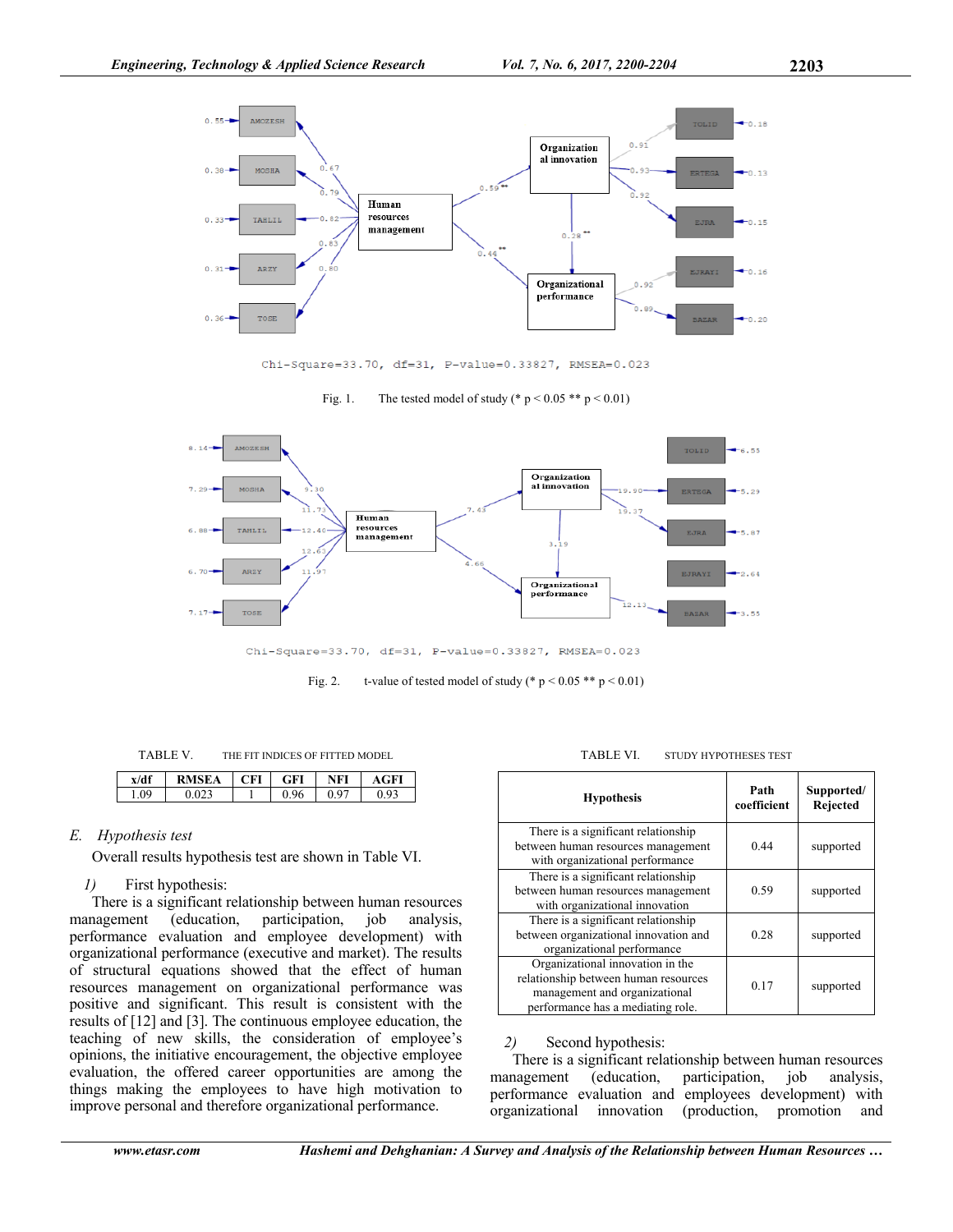Fig. 1. The tested model of study (* p < 0.05 ** p < 0.01)

Fig. 2. t-value of tested model of study (* p < 0.05 ** p < 0.01)

TABLE V. THE FIT INDICES OF FITTED MODEL

| x/df | RMSEA | CFI | GFI | NFI | AGFI |
|---|---|---|---|---|---|
| 1.09 | 0.023 | 1 | 0.96 | 0.97 | 0.93 |

### *E. Hypothesis test*

Overall results hypothesis test are shown in Table VI.

*1)* First hypothesis:

There is a significant relationship between human resources management (education, participation, job analysis, performance evaluation and employee development) with organizational performance (executive and market). The results of structural equations showed that the effect of human resources management on organizational performance was positive and significant. This result is consistent with the results of [12] and [3]. The continuous employee education, the teaching of new skills, the consideration of employee's opinions, the initiative encouragement, the objective employee evaluation, the offered career opportunities are among the things making the employees to have high motivation to improve personal and therefore organizational performance.

TABLE VI. STUDY HYPOTHESES TEST

| Hypothesis | Path coefficient | Supported/ Rejected |
|---|---|---|
| There is a significant relationship between human resources management with organizational performance | 0.44 | supported |
| There is a significant relationship between human resources management with organizational innovation | 0.59 | supported |
| There is a significant relationship between organizational innovation and organizational performance | 0.28 | supported |
| Organizational innovation in the relationship between human resources management and organizational performance has a mediating role. | 0.17 | supported |

*2)* Second hypothesis:

There is a significant relationship between human resources management (education, participation, job analysis, performance evaluation and employees development) with organizational innovation (production, promotion and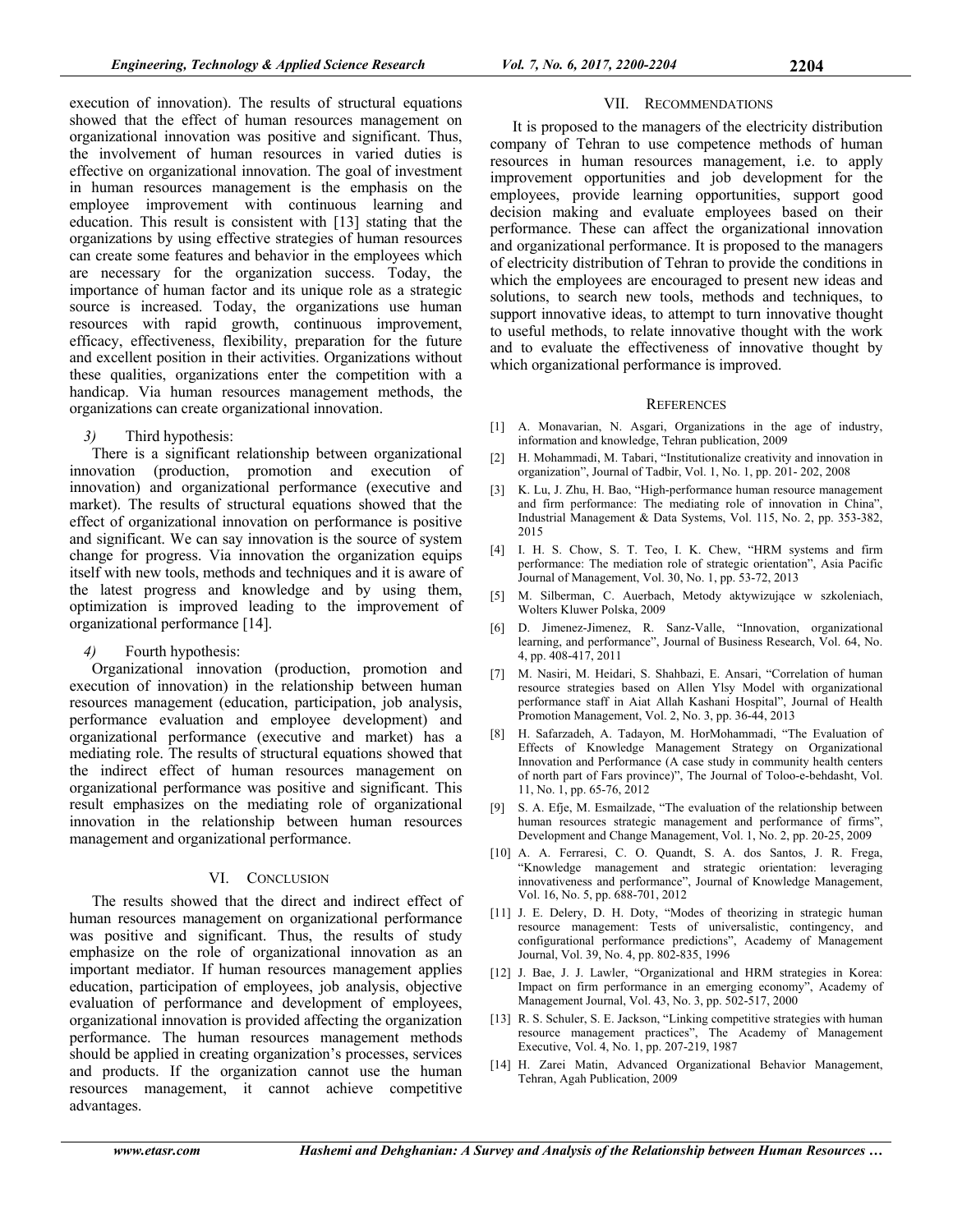execution of innovation). The results of structural equations showed that the effect of human resources management on organizational innovation was positive and significant. Thus, the involvement of human resources in varied duties is effective on organizational innovation. The goal of investment in human resources management is the emphasis on the employee improvement with continuous learning and education. This result is consistent with [13] stating that the organizations by using effective strategies of human resources can create some features and behavior in the employees which are necessary for the organization success. Today, the importance of human factor and its unique role as a strategic source is increased. Today, the organizations use human resources with rapid growth, continuous improvement, efficacy, effectiveness, flexibility, preparation for the future and excellent position in their activities. Organizations without these qualities, organizations enter the competition with a handicap. Via human resources management methods, the organizations can create organizational innovation.

*3)* Third hypothesis:

There is a significant relationship between organizational innovation (production, promotion and execution of innovation) and organizational performance (executive and market). The results of structural equations showed that the effect of organizational innovation on performance is positive and significant. We can say innovation is the source of system change for progress. Via innovation the organization equips itself with new tools, methods and techniques and it is aware of the latest progress and knowledge and by using them, optimization is improved leading to the improvement of organizational performance [14].

*4)* Fourth hypothesis:

Organizational innovation (production, promotion and execution of innovation) in the relationship between human resources management (education, participation, job analysis, performance evaluation and employee development) and organizational performance (executive and market) has a mediating role. The results of structural equations showed that the indirect effect of human resources management on organizational performance was positive and significant. This result emphasizes on the mediating role of organizational innovation in the relationship between human resources management and organizational performance.

## VI. Conclusion

The results showed that the direct and indirect effect of human resources management on organizational performance was positive and significant. Thus, the results of study emphasize on the role of organizational innovation as an important mediator. If human resources management applies education, participation of employees, job analysis, objective evaluation of performance and development of employees, organizational innovation is provided affecting the organization performance. The human resources management methods should be applied in creating organization's processes, services and products. If the organization cannot use the human resources management, it cannot achieve competitive advantages.

## VII. Recommendations

It is proposed to the managers of the electricity distribution company of Tehran to use competence methods of human resources in human resources management, i.e. to apply improvement opportunities and job development for the employees, provide learning opportunities, support good decision making and evaluate employees based on their performance. These can affect the organizational innovation and organizational performance. It is proposed to the managers of electricity distribution of Tehran to provide the conditions in which the employees are encouraged to present new ideas and solutions, to search new tools, methods and techniques, to support innovative ideas, to attempt to turn innovative thought to useful methods, to relate innovative thought with the work and to evaluate the effectiveness of innovative thought by which organizational performance is improved.

## References

[1] A. Monavarian, N. Asgari, Organizations in the age of industry, information and knowledge, Tehran publication, 2009

[2] H. Mohammadi, M. Tabari, "Institutionalize creativity and innovation in organization", Journal of Tadbir, Vol. 1, No. 1, pp. 201- 202, 2008

[3] K. Lu, J. Zhu, H. Bao, "High-performance human resource management and firm performance: The mediating role of innovation in China", Industrial Management & Data Systems, Vol. 115, No. 2, pp. 353-382, 2015

[4] I. H. S. Chow, S. T. Teo, I. K. Chew, "HRM systems and firm performance: The mediation role of strategic orientation", Asia Pacific Journal of Management, Vol. 30, No. 1, pp. 53-72, 2013

[5] M. Silberman, C. Auerbach, Metody aktywizujące w szkoleniach, Wolters Kluwer Polska, 2009

[6] D. Jimenez-Jimenez, R. Sanz-Valle, "Innovation, organizational learning, and performance", Journal of Business Research, Vol. 64, No. 4, pp. 408-417, 2011

[7] M. Nasiri, M. Heidari, S. Shahbazi, E. Ansari, "Correlation of human resource strategies based on Allen Ylsy Model with organizational performance staff in Aiat Allah Kashani Hospital", Journal of Health Promotion Management, Vol. 2, No. 3, pp. 36-44, 2013

[8] H. Safarzadeh, A. Tadayon, M. HorMohammadi, "The Evaluation of Effects of Knowledge Management Strategy on Organizational Innovation and Performance (A case study in community health centers of north part of Fars province)", The Journal of Toloo-e-behdasht, Vol. 11, No. 1, pp. 65-76, 2012

[9] S. A. Efje, M. Esmailzade, "The evaluation of the relationship between human resources strategic management and performance of firms", Development and Change Management, Vol. 1, No. 2, pp. 20-25, 2009

[10] A. A. Ferraresi, C. O. Quandt, S. A. dos Santos, J. R. Frega, "Knowledge management and strategic orientation: leveraging innovativeness and performance", Journal of Knowledge Management, Vol. 16, No. 5, pp. 688-701, 2012

[11] J. E. Delery, D. H. Doty, "Modes of theorizing in strategic human resource management: Tests of universalistic, contingency, and configurational performance predictions", Academy of Management Journal, Vol. 39, No. 4, pp. 802-835, 1996

[12] J. Bae, J. J. Lawler, "Organizational and HRM strategies in Korea: Impact on firm performance in an emerging economy", Academy of Management Journal, Vol. 43, No. 3, pp. 502-517, 2000

[13] R. S. Schuler, S. E. Jackson, "Linking competitive strategies with human resource management practices", The Academy of Management Executive, Vol. 4, No. 1, pp. 207-219, 1987

[14] H. Zarei Matin, Advanced Organizational Behavior Management, Tehran, Agah Publication, 2009